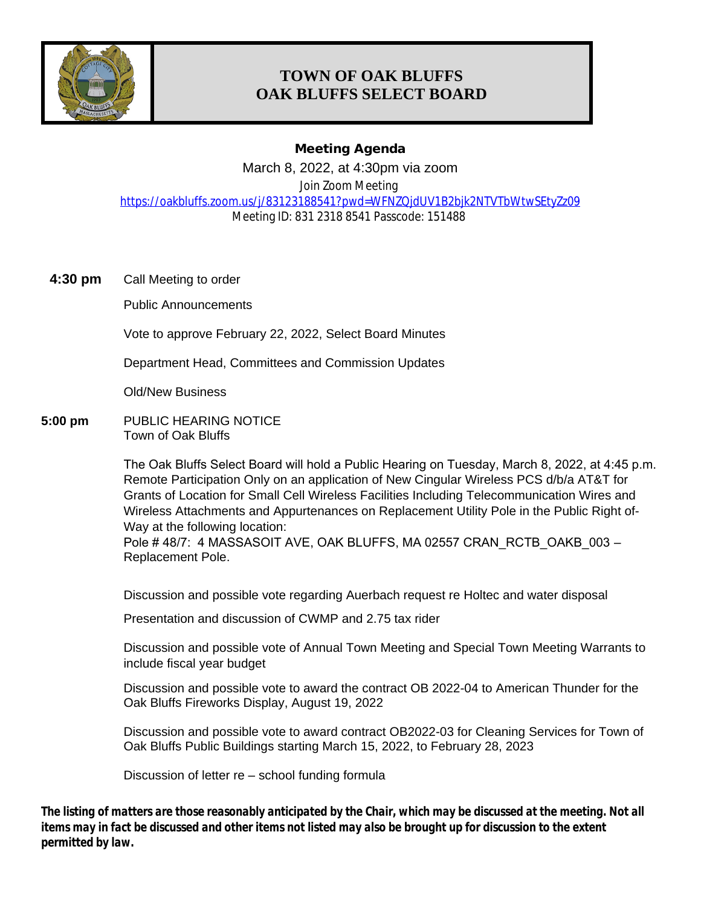# TOWN OF OAK BLUFFS
# OAK BLUFFS SELECT BOARD

## Meeting Agenda

March 8, 2022, at 4:30pm via zoom

Join Zoom Meeting

https://oakbluffs.zoom.us/j/83123188541?pwd=WFNZQjdUV1B2bjk2NTVTbWtwSEtyZz09

Meeting ID: 831 2318 8541 Passcode: 151488

**4:30 pm** Call Meeting to order

Public Announcements

Vote to approve February 22, 2022, Select Board Minutes

Department Head, Committees and Commission Updates

Old/New Business

**5:00 pm** PUBLIC HEARING NOTICE
Town of Oak Bluffs

The Oak Bluffs Select Board will hold a Public Hearing on Tuesday, March 8, 2022, at 4:45 p.m. Remote Participation Only on an application of New Cingular Wireless PCS d/b/a AT&T for Grants of Location for Small Cell Wireless Facilities Including Telecommunication Wires and Wireless Attachments and Appurtenances on Replacement Utility Pole in the Public Right of-Way at the following location:
Pole # 48/7: 4 MASSASOIT AVE, OAK BLUFFS, MA 02557 CRAN_RCTB_OAKB_003 – Replacement Pole.

Discussion and possible vote regarding Auerbach request re Holtec and water disposal

Presentation and discussion of CWMP and 2.75 tax rider

Discussion and possible vote of Annual Town Meeting and Special Town Meeting Warrants to include fiscal year budget

Discussion and possible vote to award the contract OB 2022-04 to American Thunder for the Oak Bluffs Fireworks Display, August 19, 2022

Discussion and possible vote to award contract OB2022-03 for Cleaning Services for Town of Oak Bluffs Public Buildings starting March 15, 2022, to February 28, 2023

Discussion of letter re – school funding formula

***The listing of matters are those reasonably anticipated by the Chair, which may be discussed at the meeting. Not all items may in fact be discussed and other items not listed may also be brought up for discussion to the extent permitted by law.***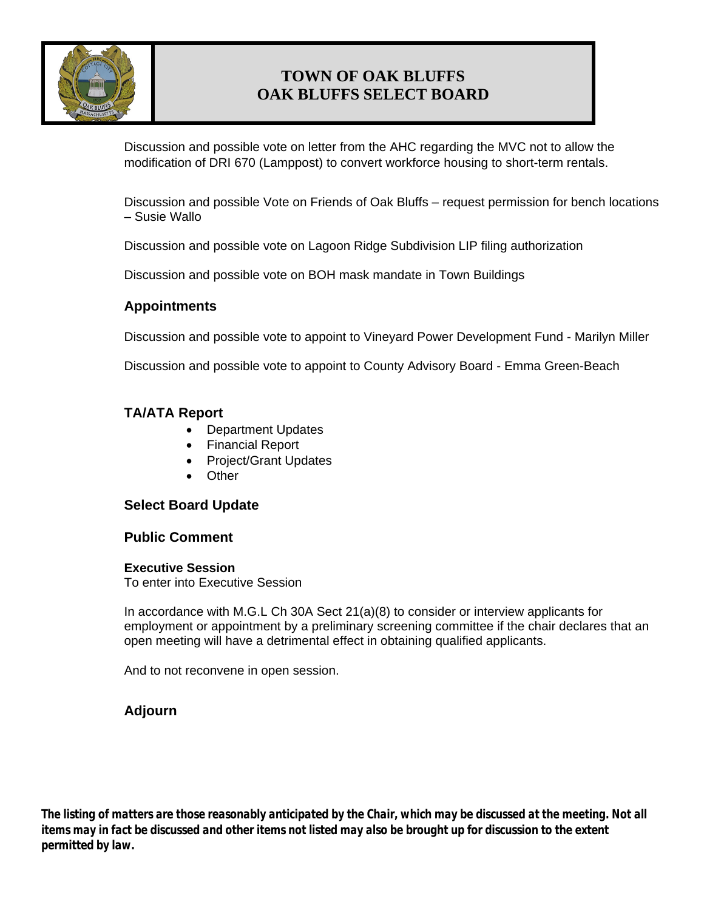# TOWN OF OAK BLUFFS
# OAK BLUFFS SELECT BOARD

Discussion and possible vote on letter from the AHC regarding the MVC not to allow the modification of DRI 670 (Lamppost) to convert workforce housing to short-term rentals.

Discussion and possible Vote on Friends of Oak Bluffs – request permission for bench locations – Susie Wallo

Discussion and possible vote on Lagoon Ridge Subdivision LIP filing authorization

Discussion and possible vote on BOH mask mandate in Town Buildings

## Appointments

Discussion and possible vote to appoint to Vineyard Power Development Fund - Marilyn Miller

Discussion and possible vote to appoint to County Advisory Board - Emma Green-Beach

## TA/ATA Report

- Department Updates
- Financial Report
- Project/Grant Updates
- Other

## Select Board Update

## Public Comment

### Executive Session

To enter into Executive Session

In accordance with M.G.L Ch 30A Sect 21(a)(8) to consider or interview applicants for employment or appointment by a preliminary screening committee if the chair declares that an open meeting will have a detrimental effect in obtaining qualified applicants.

And to not reconvene in open session.

## Adjourn

***The listing of matters are those reasonably anticipated by the Chair, which may be discussed at the meeting. Not all items may in fact be discussed and other items not listed may also be brought up for discussion to the extent permitted by law.***